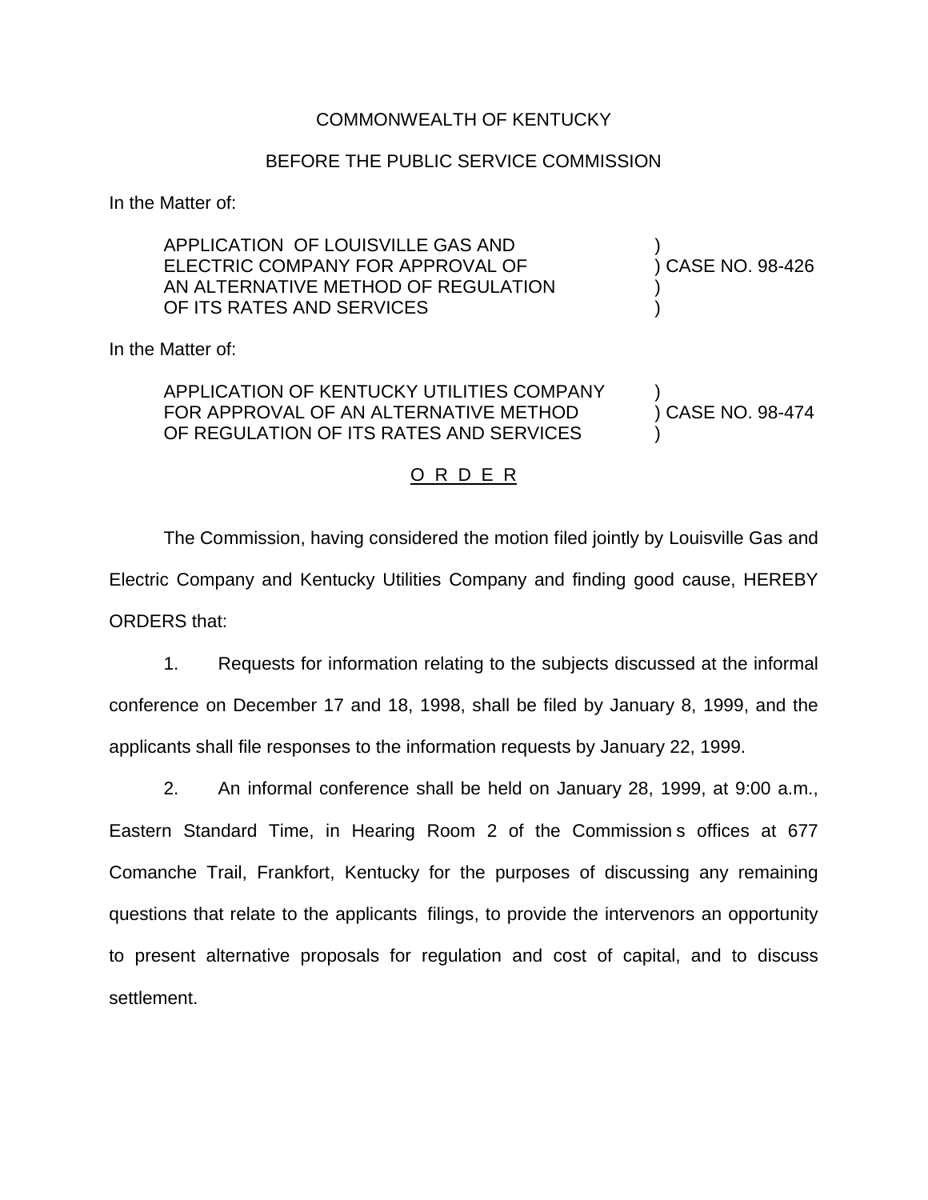COMMONWEALTH OF KENTUCKY

BEFORE THE PUBLIC SERVICE COMMISSION

In the Matter of:

| | |
|---|---|
| APPLICATION OF LOUISVILLE GAS AND ELECTRIC COMPANY FOR APPROVAL OF AN ALTERNATIVE METHOD OF REGULATION OF ITS RATES AND SERVICES | ) CASE NO. 98-426 |

In the Matter of:

| | |
|---|---|
| APPLICATION OF KENTUCKY UTILITIES COMPANY FOR APPROVAL OF AN ALTERNATIVE METHOD OF REGULATION OF ITS RATES AND SERVICES | ) CASE NO. 98-474 |

O R D E R

The Commission, having considered the motion filed jointly by Louisville Gas and Electric Company and Kentucky Utilities Company and finding good cause, HEREBY ORDERS that:

1. Requests for information relating to the subjects discussed at the informal conference on December 17 and 18, 1998, shall be filed by January 8, 1999, and the applicants shall file responses to the information requests by January 22, 1999.

2. An informal conference shall be held on January 28, 1999, at 9:00 a.m., Eastern Standard Time, in Hearing Room 2 of the Commission s offices at 677 Comanche Trail, Frankfort, Kentucky for the purposes of discussing any remaining questions that relate to the applicants filings, to provide the intervenors an opportunity to present alternative proposals for regulation and cost of capital, and to discuss settlement.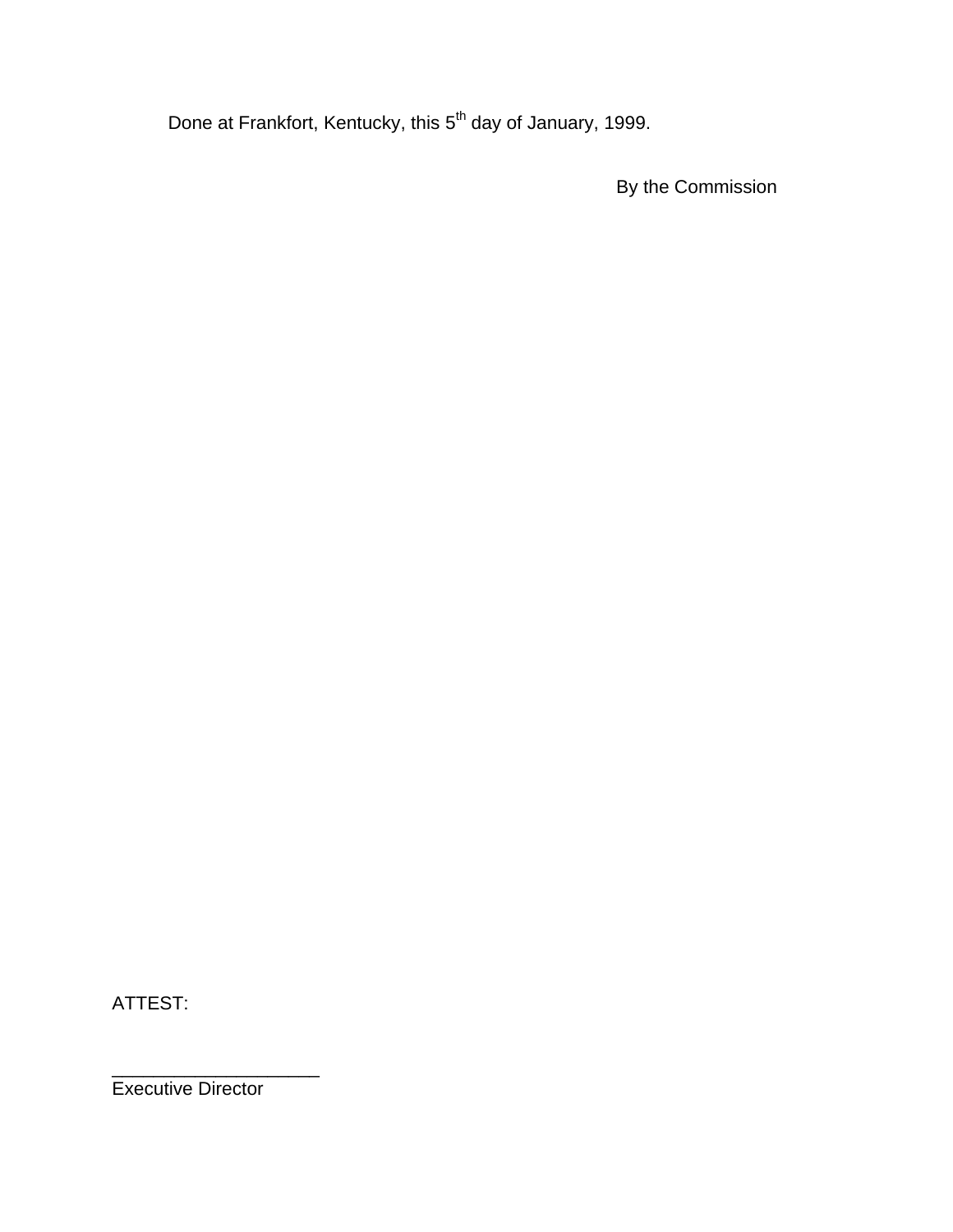Done at Frankfort, Kentucky, this 5th day of January, 1999.

By the Commission

ATTEST:

____________________
Executive Director